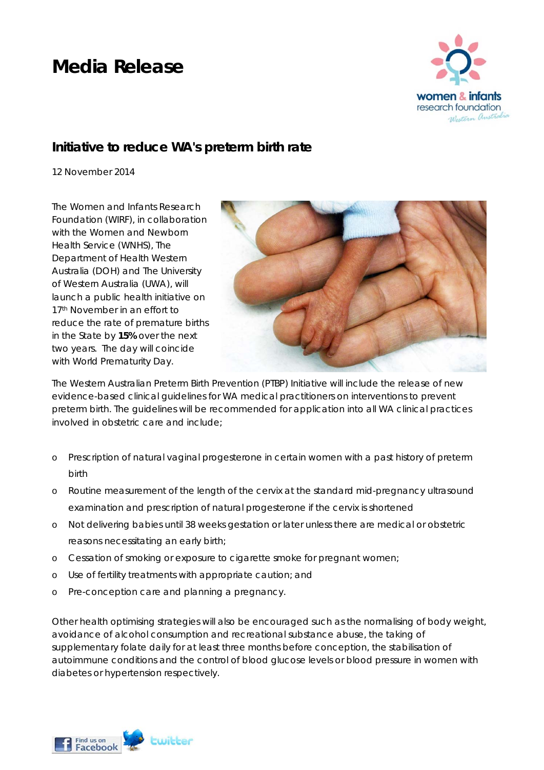# Media Release

## Initiative to reduce WA's preterm birth rate

12 November 2014

The Women and Infants Research Foundation (WIRF), in collaboration with the Women and Newborn Health Service (WNHS), The Department of Health Western Australia (DOH) and The University of Western Australia (UWA), will launch a public health initiative on 17th November in an effort to reduce the rate of premature births in the State by **15%** over the next two years. The day will coincide with World Prematurity Day.

The Western Australian Preterm Birth Prevention (PTBP) Initiative will include the release of new evidence-based clinical guidelines for WA medical practitioners on interventions to prevent preterm birth. The guidelines will be recommended for application into all WA clinical practices involved in obstetric care and include;

- Prescription of natural vaginal progesterone in certain women with a past history of preterm birth
- Routine measurement of the length of the cervix at the standard mid-pregnancy ultrasound examination and prescription of natural progesterone if the cervix is shortened
- Not delivering babies until 38 weeks gestation or later unless there are medical or obstetric reasons necessitating an early birth;
- Cessation of smoking or exposure to cigarette smoke for pregnant women;
- Use of fertility treatments with appropriate caution; and
- Pre-conception care and planning a pregnancy.

Other health optimising strategies will also be encouraged such as the normalising of body weight, avoidance of alcohol consumption and recreational substance abuse, the taking of supplementary folate daily for at least three months before conception, the stabilisation of autoimmune conditions and the control of blood glucose levels or blood pressure in women with diabetes or hypertension respectively.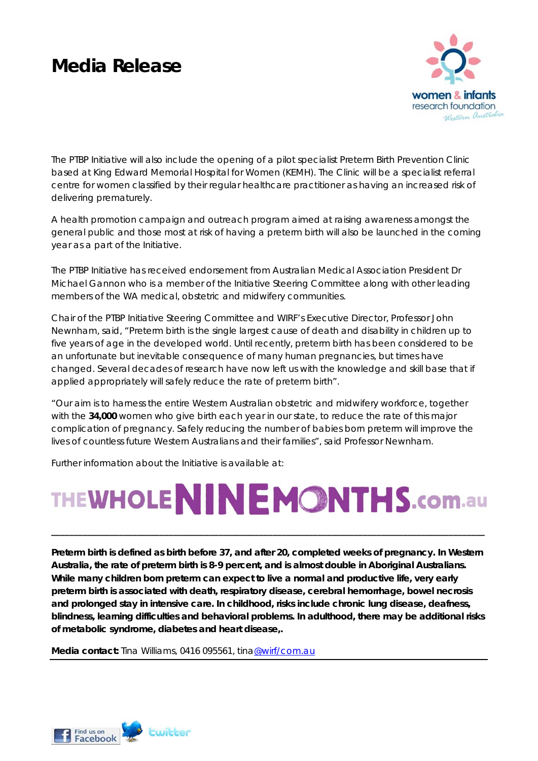# Media Release

women & infants research foundation Western Australia

The PTBP Initiative will also include the opening of a pilot specialist Preterm Birth Prevention Clinic based at King Edward Memorial Hospital for Women (KEMH). The Clinic will be a specialist referral centre for women classified by their regular healthcare practitioner as having an increased risk of delivering prematurely.

A health promotion campaign and outreach program aimed at raising awareness amongst the general public and those most at risk of having a preterm birth will also be launched in the coming year as a part of the Initiative.

The PTBP Initiative has received endorsement from Australian Medical Association President Dr Michael Gannon who is a member of the Initiative Steering Committee along with other leading members of the WA medical, obstetric and midwifery communities.

Chair of the PTBP Initiative Steering Committee and WIRF's Executive Director, Professor John Newnham, said, "Preterm birth is the single largest cause of death and disability in children up to five years of age in the developed world. Until recently, preterm birth has been considered to be an unfortunate but inevitable consequence of many human pregnancies, but times have changed. Several decades of research have now left us with the knowledge and skill base that if applied appropriately will safely reduce the rate of preterm birth".

"Our aim is to harness the entire Western Australian obstetric and midwifery workforce, together with the **34,000** women who give birth each year in our state, to reduce the rate of this major complication of pregnancy. Safely reducing the number of babies born preterm will improve the lives of countless future Western Australians and their families", said Professor Newnham.

Further information about the Initiative is available at:

THEWHOLENINEMONTHS.com.au

---

**Preterm birth is defined as birth before 37, and after 20, completed weeks of pregnancy. In Western Australia, the rate of preterm birth is 8-9 percent, and is almost double in Aboriginal Australians. While many children born preterm can expect to live a normal and productive life, very early preterm birth is associated with death, respiratory disease, cerebral hemorrhage, bowel necrosis and prolonged stay in intensive care. In childhood, risks include chronic lung disease, deafness, blindness, learning difficulties and behavioral problems. In adulthood, there may be additional risks of metabolic syndrome, diabetes and heart disease,.**

**Media contact:** Tina Williams, 0416 095561, tina@wirf/com.au

Find us on Facebook twitter